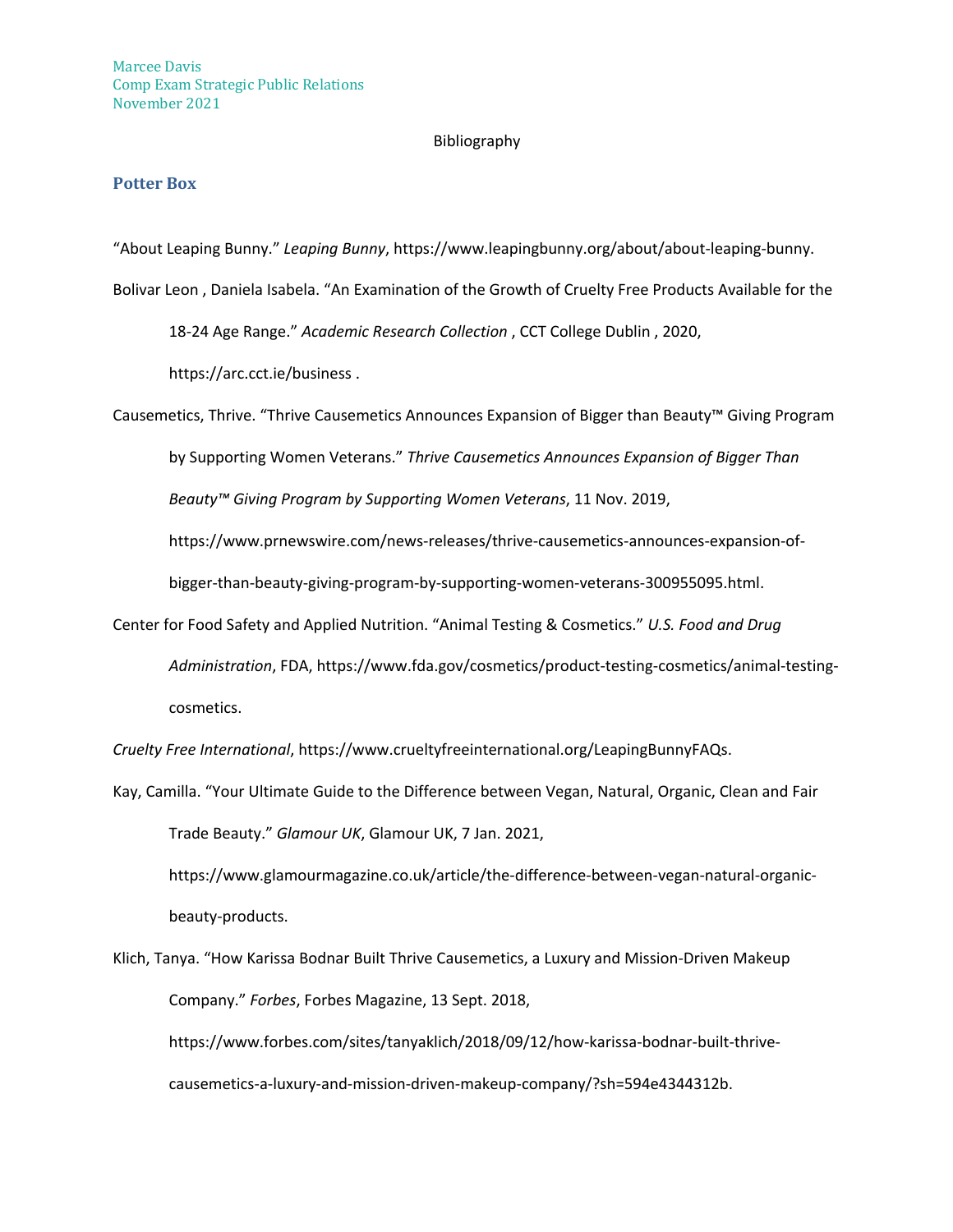Marcee Davis
Comp Exam Strategic Public Relations
November 2021

# Bibliography

## Potter Box

"About Leaping Bunny." *Leaping Bunny*, https://www.leapingbunny.org/about/about-leaping-bunny.

Bolivar Leon , Daniela Isabela. "An Examination of the Growth of Cruelty Free Products Available for the 18-24 Age Range." *Academic Research Collection* , CCT College Dublin , 2020, https://arc.cct.ie/business .

Causemetics, Thrive. "Thrive Causemetics Announces Expansion of Bigger than Beauty™ Giving Program by Supporting Women Veterans." *Thrive Causemetics Announces Expansion of Bigger Than Beauty™ Giving Program by Supporting Women Veterans*, 11 Nov. 2019, https://www.prnewswire.com/news-releases/thrive-causemetics-announces-expansion-of-bigger-than-beauty-giving-program-by-supporting-women-veterans-300955095.html.

Center for Food Safety and Applied Nutrition. "Animal Testing & Cosmetics." *U.S. Food and Drug Administration*, FDA, https://www.fda.gov/cosmetics/product-testing-cosmetics/animal-testing-cosmetics.

*Cruelty Free International*, https://www.crueltyfreeinternational.org/LeapingBunnyFAQs.

Kay, Camilla. "Your Ultimate Guide to the Difference between Vegan, Natural, Organic, Clean and Fair Trade Beauty." *Glamour UK*, Glamour UK, 7 Jan. 2021, https://www.glamourmagazine.co.uk/article/the-difference-between-vegan-natural-organic-beauty-products.

Klich, Tanya. "How Karissa Bodnar Built Thrive Causemetics, a Luxury and Mission-Driven Makeup Company." *Forbes*, Forbes Magazine, 13 Sept. 2018, https://www.forbes.com/sites/tanyaklich/2018/09/12/how-karissa-bodnar-built-thrive-causemetics-a-luxury-and-mission-driven-makeup-company/?sh=594e4344312b.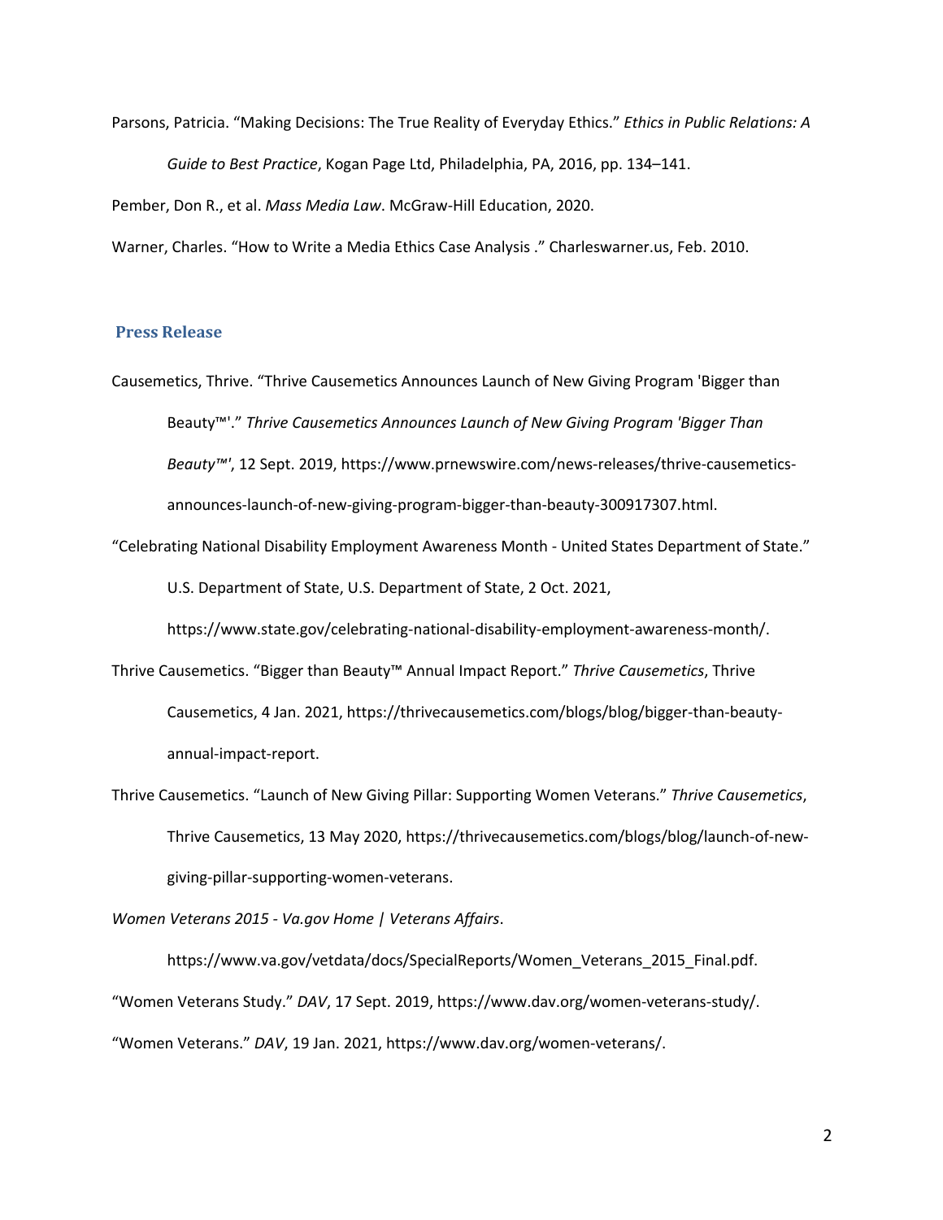Parsons, Patricia. “Making Decisions: The True Reality of Everyday Ethics.” *Ethics in Public Relations: A Guide to Best Practice*, Kogan Page Ltd, Philadelphia, PA, 2016, pp. 134–141.

Pember, Don R., et al. *Mass Media Law*. McGraw-Hill Education, 2020.

Warner, Charles. “How to Write a Media Ethics Case Analysis .” Charleswarner.us, Feb. 2010.

## Press Release

Causemetics, Thrive. “Thrive Causemetics Announces Launch of New Giving Program 'Bigger than Beauty™'.” *Thrive Causemetics Announces Launch of New Giving Program 'Bigger Than Beauty™'*, 12 Sept. 2019, https://www.prnewswire.com/news-releases/thrive-causemetics-announces-launch-of-new-giving-program-bigger-than-beauty-300917307.html.

“Celebrating National Disability Employment Awareness Month - United States Department of State.” U.S. Department of State, U.S. Department of State, 2 Oct. 2021, https://www.state.gov/celebrating-national-disability-employment-awareness-month/.

Thrive Causemetics. “Bigger than Beauty™ Annual Impact Report.” *Thrive Causemetics*, Thrive Causemetics, 4 Jan. 2021, https://thrivecausemetics.com/blogs/blog/bigger-than-beauty-annual-impact-report.

Thrive Causemetics. “Launch of New Giving Pillar: Supporting Women Veterans.” *Thrive Causemetics*, Thrive Causemetics, 13 May 2020, https://thrivecausemetics.com/blogs/blog/launch-of-new-giving-pillar-supporting-women-veterans.

*Women Veterans 2015 - Va.gov Home | Veterans Affairs*. https://www.va.gov/vetdata/docs/SpecialReports/Women_Veterans_2015_Final.pdf.

“Women Veterans Study.” *DAV*, 17 Sept. 2019, https://www.dav.org/women-veterans-study/.

“Women Veterans.” *DAV*, 19 Jan. 2021, https://www.dav.org/women-veterans/.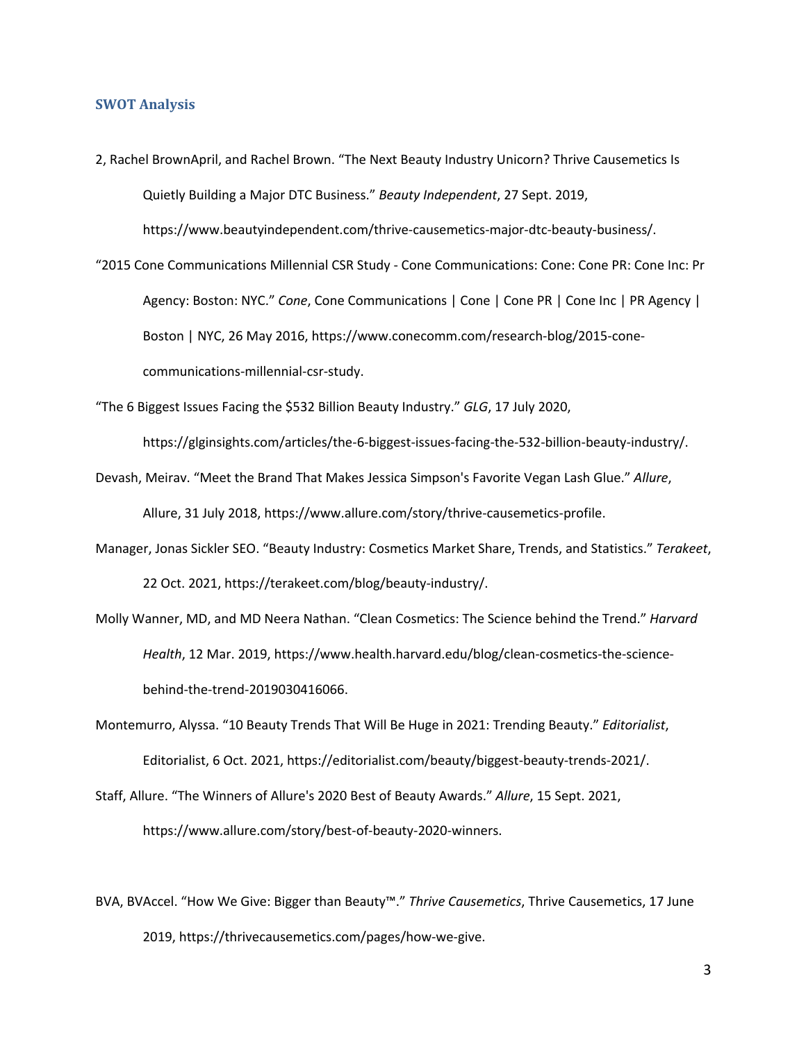### SWOT Analysis

2, Rachel BrownApril, and Rachel Brown. “The Next Beauty Industry Unicorn? Thrive Causemetics Is Quietly Building a Major DTC Business.” *Beauty Independent*, 27 Sept. 2019, https://www.beautyindependent.com/thrive-causemetics-major-dtc-beauty-business/.

“2015 Cone Communications Millennial CSR Study - Cone Communications: Cone: Cone PR: Cone Inc: Pr Agency: Boston: NYC.” *Cone*, Cone Communications | Cone | Cone PR | Cone Inc | PR Agency | Boston | NYC, 26 May 2016, https://www.conecomm.com/research-blog/2015-cone-communications-millennial-csr-study.

“The 6 Biggest Issues Facing the $532 Billion Beauty Industry.” *GLG*, 17 July 2020, https://glginsights.com/articles/the-6-biggest-issues-facing-the-532-billion-beauty-industry/.

Devash, Meirav. “Meet the Brand That Makes Jessica Simpson's Favorite Vegan Lash Glue.” *Allure*, Allure, 31 July 2018, https://www.allure.com/story/thrive-causemetics-profile.

Manager, Jonas Sickler SEO. “Beauty Industry: Cosmetics Market Share, Trends, and Statistics.” *Terakeet*, 22 Oct. 2021, https://terakeet.com/blog/beauty-industry/.

Molly Wanner, MD, and MD Neera Nathan. “Clean Cosmetics: The Science behind the Trend.” *Harvard Health*, 12 Mar. 2019, https://www.health.harvard.edu/blog/clean-cosmetics-the-science-behind-the-trend-2019030416066.

Montemurro, Alyssa. “10 Beauty Trends That Will Be Huge in 2021: Trending Beauty.” *Editorialist*, Editorialist, 6 Oct. 2021, https://editorialist.com/beauty/biggest-beauty-trends-2021/.

Staff, Allure. “The Winners of Allure's 2020 Best of Beauty Awards.” *Allure*, 15 Sept. 2021, https://www.allure.com/story/best-of-beauty-2020-winners.

BVA, BVAccel. “How We Give: Bigger than Beauty™.” *Thrive Causemetics*, Thrive Causemetics, 17 June 2019, https://thrivecausemetics.com/pages/how-we-give.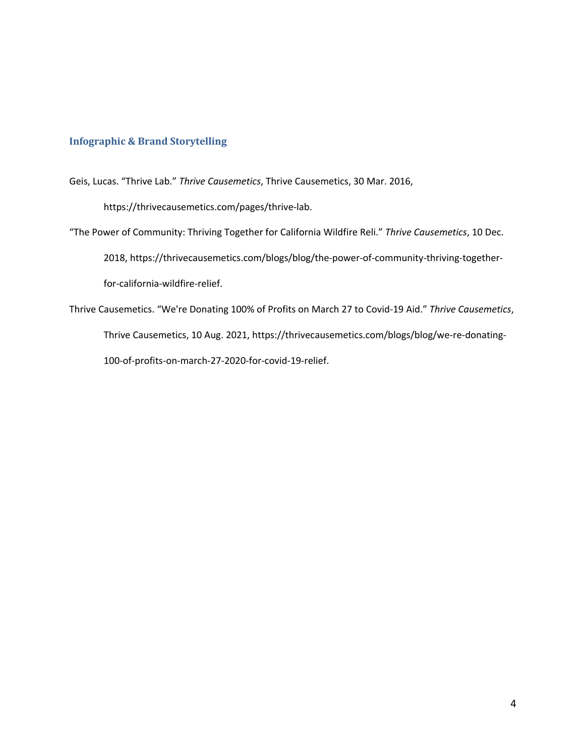## Infographic & Brand Storytelling

Geis, Lucas. "Thrive Lab." *Thrive Causemetics*, Thrive Causemetics, 30 Mar. 2016, https://thrivecausemetics.com/pages/thrive-lab.

"The Power of Community: Thriving Together for California Wildfire Reli." *Thrive Causemetics*, 10 Dec. 2018, https://thrivecausemetics.com/blogs/blog/the-power-of-community-thriving-together-for-california-wildfire-relief.

Thrive Causemetics. "We're Donating 100% of Profits on March 27 to Covid-19 Aid." *Thrive Causemetics*, Thrive Causemetics, 10 Aug. 2021, https://thrivecausemetics.com/blogs/blog/we-re-donating-100-of-profits-on-march-27-2020-for-covid-19-relief.